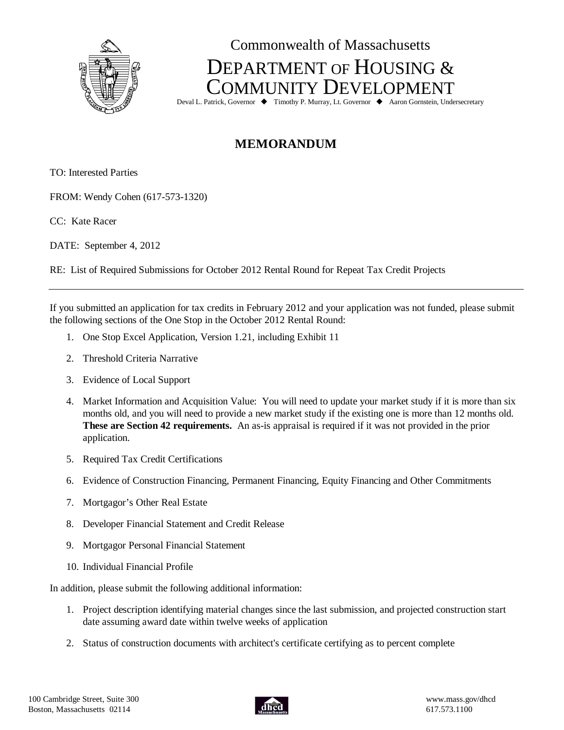Commonwealth of Massachusetts

# DEPARTMENT OF HOUSING & COMMUNITY DEVELOPMENT

Deval L. Patrick, Governor ◆ Timothy P. Murray, Lt. Governor ◆ Aaron Gornstein, Undersecretary

## MEMORANDUM

TO: Interested Parties

FROM: Wendy Cohen (617-573-1320)

CC: Kate Racer

DATE: September 4, 2012

RE: List of Required Submissions for October 2012 Rental Round for Repeat Tax Credit Projects

---

If you submitted an application for tax credits in February 2012 and your application was not funded, please submit the following sections of the One Stop in the October 2012 Rental Round:

1. One Stop Excel Application, Version 1.21, including Exhibit 11
2. Threshold Criteria Narrative
3. Evidence of Local Support
4. Market Information and Acquisition Value: You will need to update your market study if it is more than six months old, and you will need to provide a new market study if the existing one is more than 12 months old. **These are Section 42 requirements.** An as-is appraisal is required if it was not provided in the prior application.
5. Required Tax Credit Certifications
6. Evidence of Construction Financing, Permanent Financing, Equity Financing and Other Commitments
7. Mortgagor's Other Real Estate
8. Developer Financial Statement and Credit Release
9. Mortgagor Personal Financial Statement
10. Individual Financial Profile

In addition, please submit the following additional information:

1. Project description identifying material changes since the last submission, and projected construction start date assuming award date within twelve weeks of application
2. Status of construction documents with architect's certificate certifying as to percent complete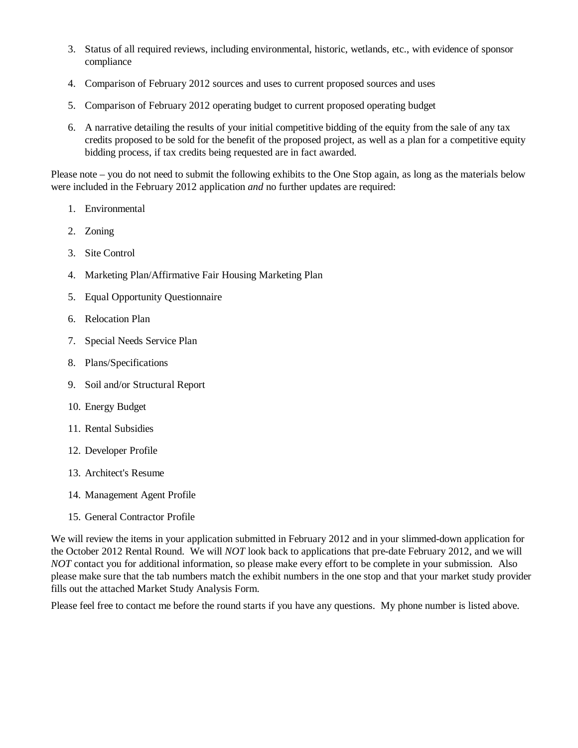3. Status of all required reviews, including environmental, historic, wetlands, etc., with evidence of sponsor compliance
4. Comparison of February 2012 sources and uses to current proposed sources and uses
5. Comparison of February 2012 operating budget to current proposed operating budget
6. A narrative detailing the results of your initial competitive bidding of the equity from the sale of any tax credits proposed to be sold for the benefit of the proposed project, as well as a plan for a competitive equity bidding process, if tax credits being requested are in fact awarded.

Please note – you do not need to submit the following exhibits to the One Stop again, as long as the materials below were included in the February 2012 application *and* no further updates are required:

1. Environmental
2. Zoning
3. Site Control
4. Marketing Plan/Affirmative Fair Housing Marketing Plan
5. Equal Opportunity Questionnaire
6. Relocation Plan
7. Special Needs Service Plan
8. Plans/Specifications
9. Soil and/or Structural Report
10. Energy Budget
11. Rental Subsidies
12. Developer Profile
13. Architect's Resume
14. Management Agent Profile
15. General Contractor Profile

We will review the items in your application submitted in February 2012 and in your slimmed-down application for the October 2012 Rental Round. We will *NOT* look back to applications that pre-date February 2012, and we will *NOT* contact you for additional information, so please make every effort to be complete in your submission. Also please make sure that the tab numbers match the exhibit numbers in the one stop and that your market study provider fills out the attached Market Study Analysis Form.

Please feel free to contact me before the round starts if you have any questions. My phone number is listed above.